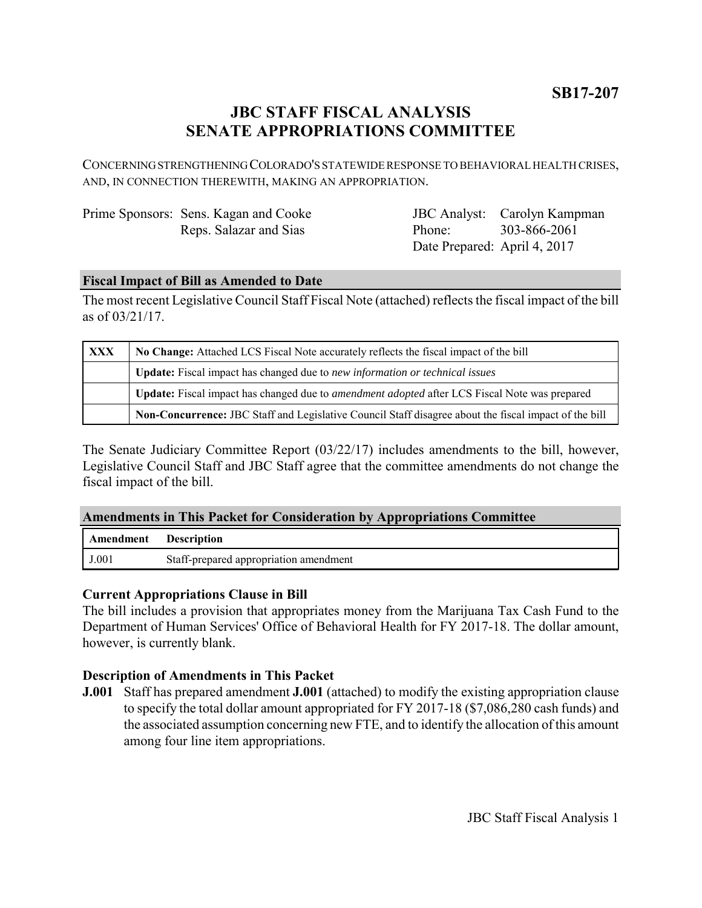**SB17-207**

# JBC STAFF FISCAL ANALYSIS
# SENATE APPROPRIATIONS COMMITTEE

CONCERNING STRENGTHENING COLORADO'S STATEWIDE RESPONSE TO BEHAVIORAL HEALTH CRISES, AND, IN CONNECTION THEREWITH, MAKING AN APPROPRIATION.

| | | | |
|---|---|---|---|
| Prime Sponsors: | Sens. Kagan and Cooke | JBC Analyst: | Carolyn Kampman |
| | Reps. Salazar and Sias | Phone: | 303-866-2061 |
| | | Date Prepared: | April 4, 2017 |

## Fiscal Impact of Bill as Amended to Date

The most recent Legislative Council Staff Fiscal Note (attached) reflects the fiscal impact of the bill as of 03/21/17.

| | |
|---|---|
| XXX | **No Change:** Attached LCS Fiscal Note accurately reflects the fiscal impact of the bill |
| | **Update:** Fiscal impact has changed due to *new information or technical issues* |
| | **Update:** Fiscal impact has changed due to *amendment adopted* after LCS Fiscal Note was prepared |
| | **Non-Concurrence:** JBC Staff and Legislative Council Staff disagree about the fiscal impact of the bill |

The Senate Judiciary Committee Report (03/22/17) includes amendments to the bill, however, Legislative Council Staff and JBC Staff agree that the committee amendments do not change the fiscal impact of the bill.

## Amendments in This Packet for Consideration by Appropriations Committee

| Amendment | Description |
|---|---|
| J.001 | Staff-prepared appropriation amendment |

### Current Appropriations Clause in Bill

The bill includes a provision that appropriates money from the Marijuana Tax Cash Fund to the Department of Human Services' Office of Behavioral Health for FY 2017-18. The dollar amount, however, is currently blank.

### Description of Amendments in This Packet

**J.001** Staff has prepared amendment **J.001** (attached) to modify the existing appropriation clause to specify the total dollar amount appropriated for FY 2017-18 ($7,086,280 cash funds) and the associated assumption concerning new FTE, and to identify the allocation of this amount among four line item appropriations.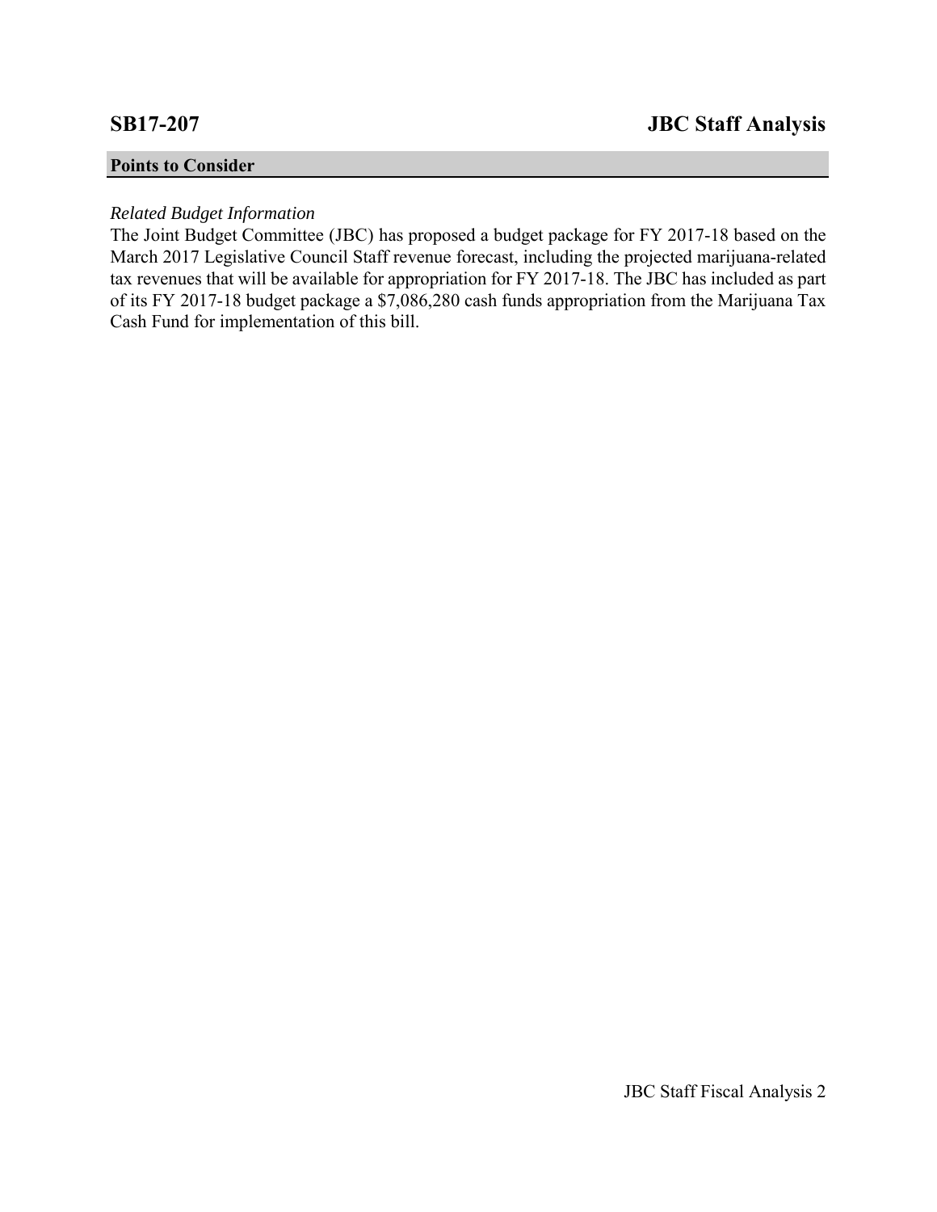## Points to Consider

*Related Budget Information*

The Joint Budget Committee (JBC) has proposed a budget package for FY 2017-18 based on the March 2017 Legislative Council Staff revenue forecast, including the projected marijuana-related tax revenues that will be available for appropriation for FY 2017-18. The JBC has included as part of its FY 2017-18 budget package a $7,086,280 cash funds appropriation from the Marijuana Tax Cash Fund for implementation of this bill.